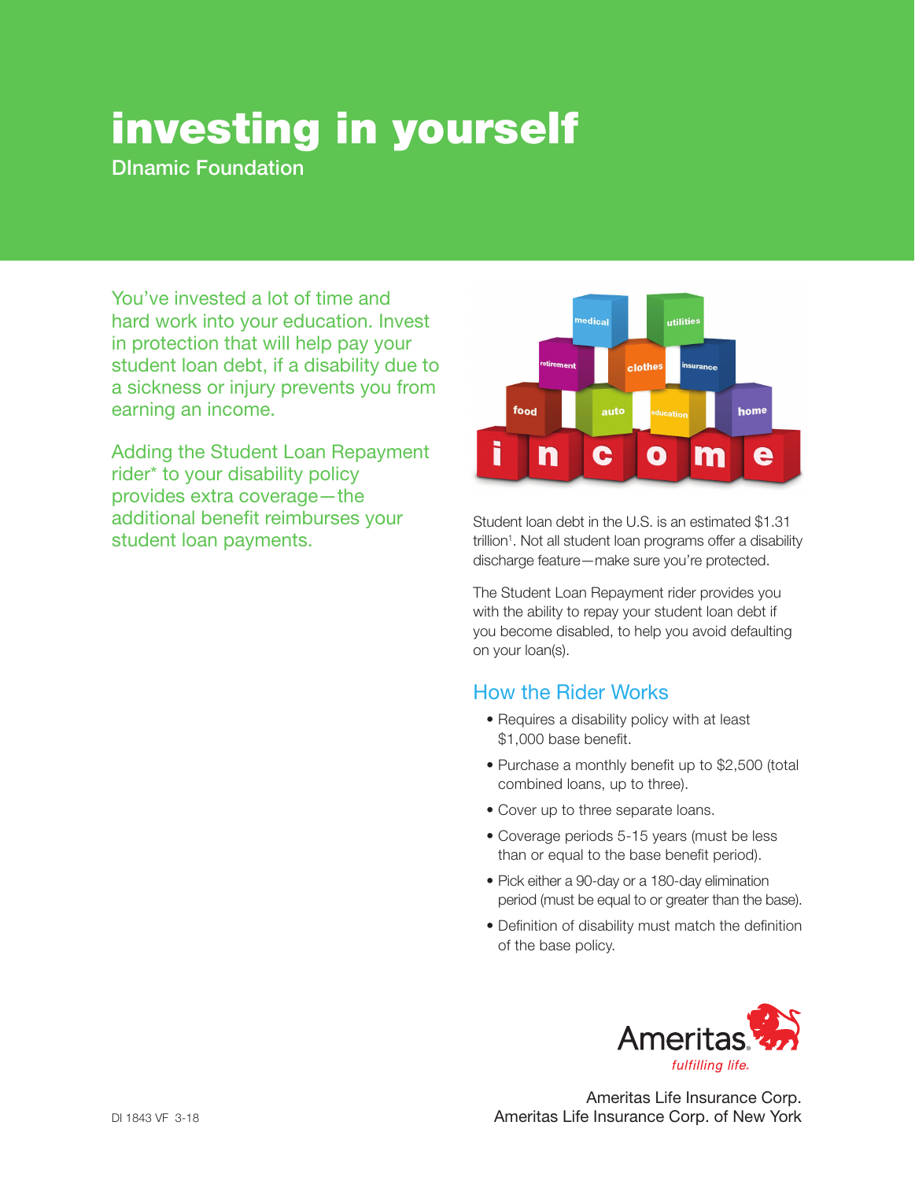# investing in yourself

DInamic Foundation

You've invested a lot of time and hard work into your education. Invest in protection that will help pay your student loan debt, if a disability due to a sickness or injury prevents you from earning an income.

Adding the Student Loan Repayment rider* to your disability policy provides extra coverage—the additional benefit reimburses your student loan payments.

Student loan debt in the U.S. is an estimated $1.31 trillion[1]. Not all student loan programs offer a disability discharge feature—make sure you're protected.

The Student Loan Repayment rider provides you with the ability to repay your student loan debt if you become disabled, to help you avoid defaulting on your loan(s).

## How the Rider Works

- Requires a disability policy with at least $1,000 base benefit.
- Purchase a monthly benefit up to $2,500 (total combined loans, up to three).
- Cover up to three separate loans.
- Coverage periods 5-15 years (must be less than or equal to the base benefit period).
- Pick either a 90-day or a 180-day elimination period (must be equal to or greater than the base).
- Definition of disability must match the definition of the base policy.

Ameritas fulfilling life.

Ameritas Life Insurance Corp.
Ameritas Life Insurance Corp. of New York

DI 1843 VF 3-18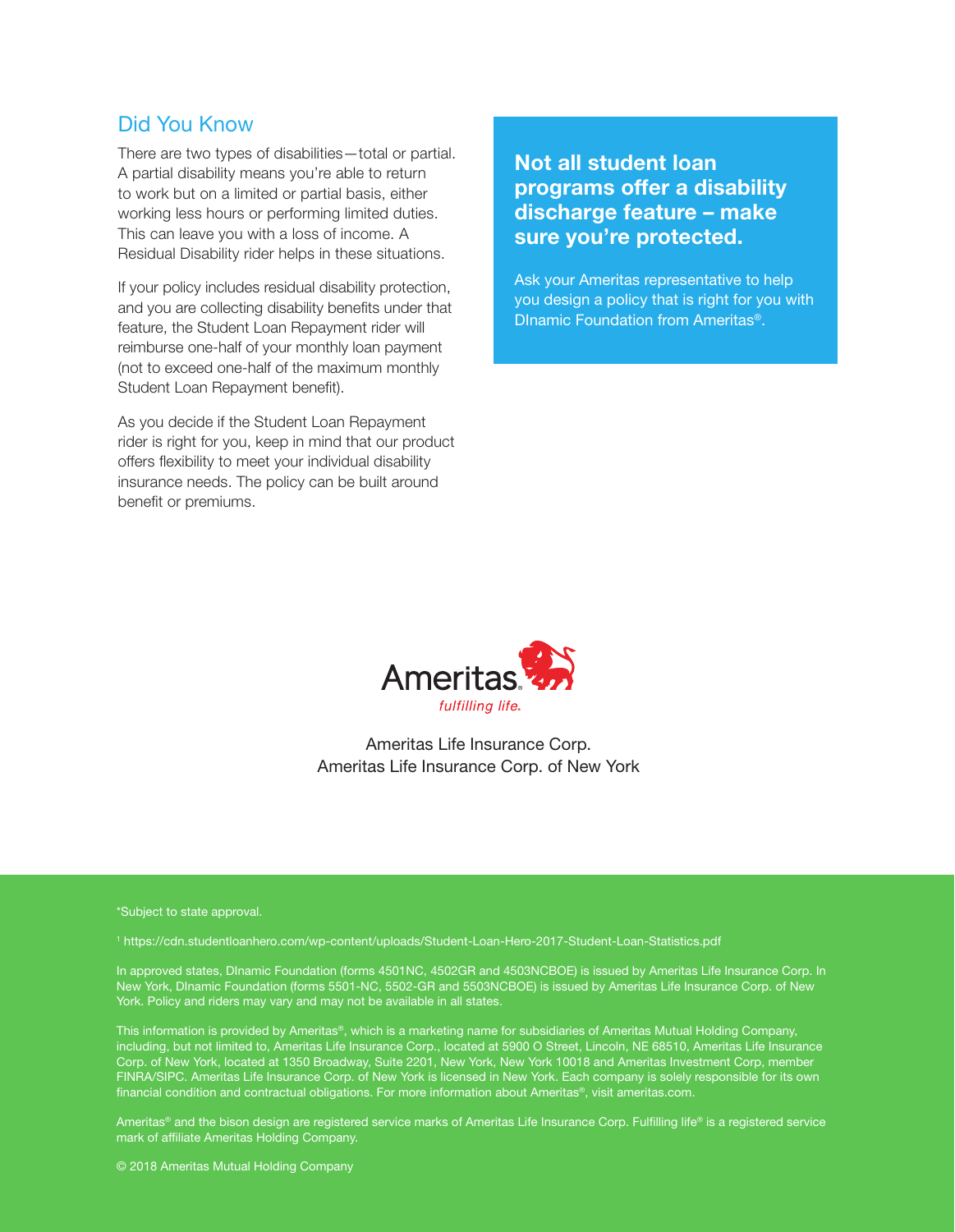## Did You Know

There are two types of disabilities—total or partial. A partial disability means you're able to return to work but on a limited or partial basis, either working less hours or performing limited duties. This can leave you with a loss of income. A Residual Disability rider helps in these situations.

If your policy includes residual disability protection, and you are collecting disability benefits under that feature, the Student Loan Repayment rider will reimburse one-half of your monthly loan payment (not to exceed one-half of the maximum monthly Student Loan Repayment benefit).

As you decide if the Student Loan Repayment rider is right for you, keep in mind that our product offers flexibility to meet your individual disability insurance needs. The policy can be built around benefit or premiums.

**Not all student loan programs offer a disability discharge feature – make sure you're protected.**

Ask your Ameritas representative to help you design a policy that is right for you with DInamic Foundation from Ameritas®.

Ameritas

*fulfilling life.*

Ameritas Life Insurance Corp.
Ameritas Life Insurance Corp. of New York

*Subject to state approval.

[1] https://cdn.studentloanhero.com/wp-content/uploads/Student-Loan-Hero-2017-Student-Loan-Statistics.pdf

In approved states, DInamic Foundation (forms 4501NC, 4502GR and 4503NCBOE) is issued by Ameritas Life Insurance Corp. In New York, DInamic Foundation (forms 5501-NC, 5502-GR and 5503NCBOE) is issued by Ameritas Life Insurance Corp. of New York. Policy and riders may vary and may not be available in all states.

This information is provided by Ameritas®, which is a marketing name for subsidiaries of Ameritas Mutual Holding Company, including, but not limited to, Ameritas Life Insurance Corp., located at 5900 O Street, Lincoln, NE 68510, Ameritas Life Insurance Corp. of New York, located at 1350 Broadway, Suite 2201, New York, New York 10018 and Ameritas Investment Corp, member FINRA/SIPC. Ameritas Life Insurance Corp. of New York is licensed in New York. Each company is solely responsible for its own financial condition and contractual obligations. For more information about Ameritas®, visit ameritas.com.

Ameritas® and the bison design are registered service marks of Ameritas Life Insurance Corp. Fulfilling life® is a registered service mark of affiliate Ameritas Holding Company.

© 2018 Ameritas Mutual Holding Company